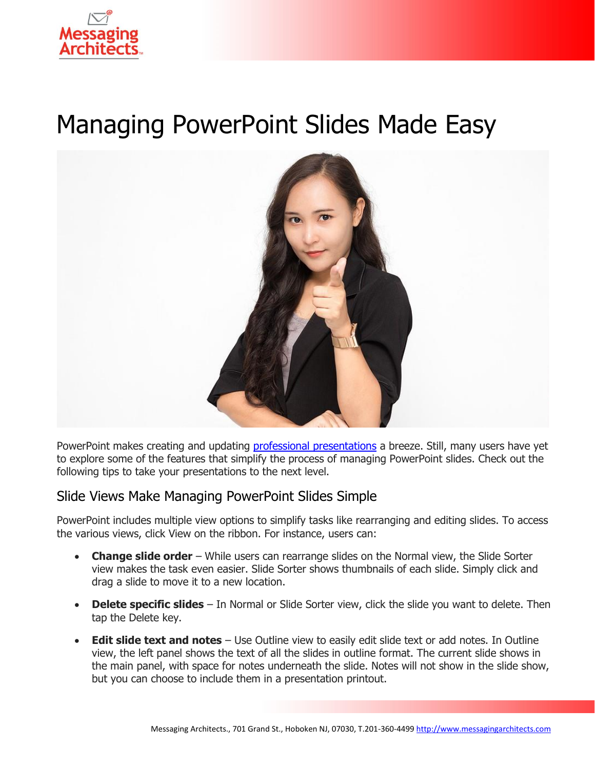# Managing PowerPoint Slides Made Easy

PowerPoint makes creating and updating [professional presentations](professional presentations) a breeze. Still, many users have yet to explore some of the features that simplify the process of managing PowerPoint slides. Check out the following tips to take your presentations to the next level.

## Slide Views Make Managing PowerPoint Slides Simple

PowerPoint includes multiple view options to simplify tasks like rearranging and editing slides. To access the various views, click View on the ribbon. For instance, users can:

- **Change slide order** – While users can rearrange slides on the Normal view, the Slide Sorter view makes the task even easier. Slide Sorter shows thumbnails of each slide. Simply click and drag a slide to move it to a new location.
- **Delete specific slides** – In Normal or Slide Sorter view, click the slide you want to delete. Then tap the Delete key.
- **Edit slide text and notes** – Use Outline view to easily edit slide text or add notes. In Outline view, the left panel shows the text of all the slides in outline format. The current slide shows in the main panel, with space for notes underneath the slide. Notes will not show in the slide show, but you can choose to include them in a presentation printout.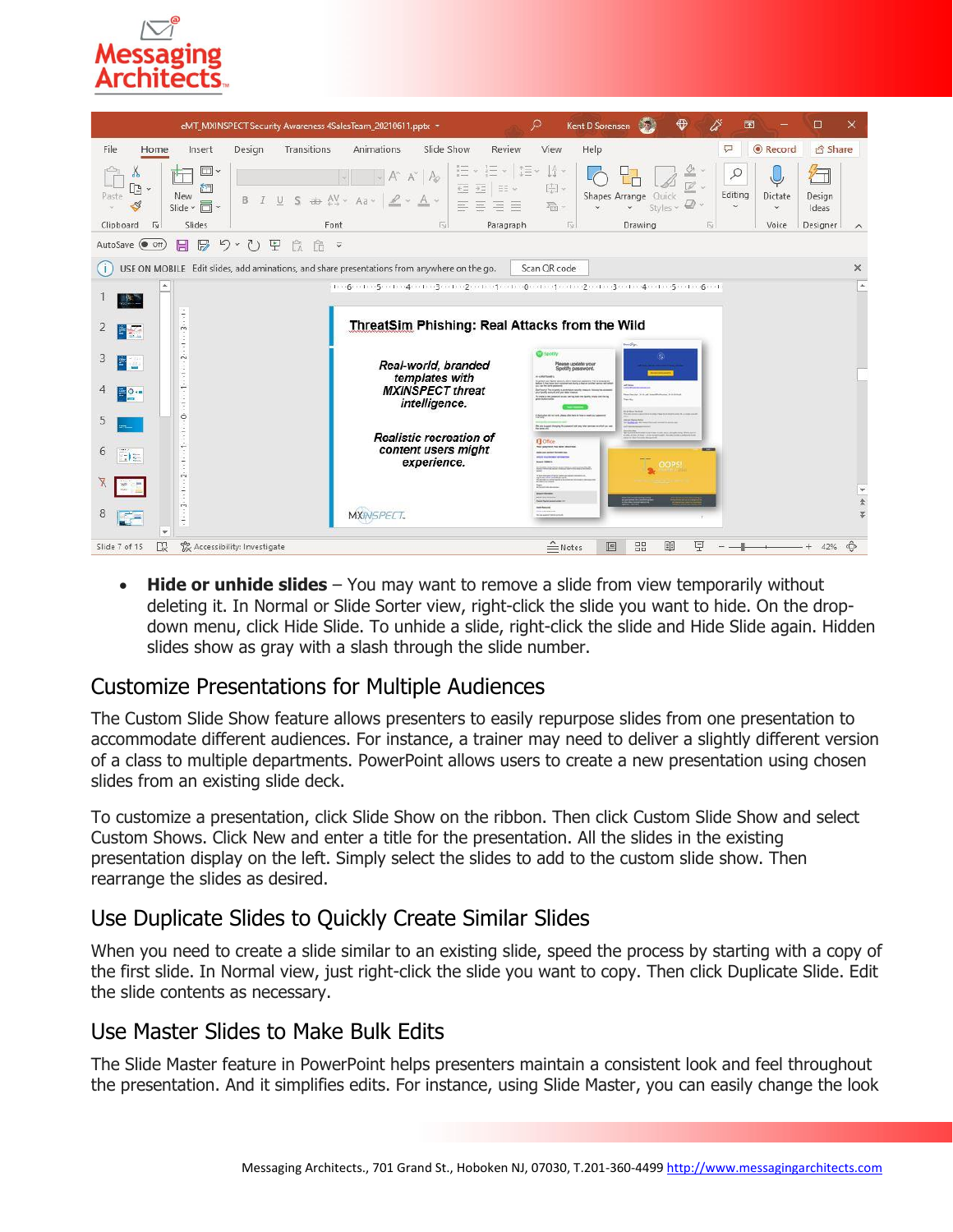- **Hide or unhide slides** – You may want to remove a slide from view temporarily without deleting it. In Normal or Slide Sorter view, right-click the slide you want to hide. On the drop-down menu, click Hide Slide. To unhide a slide, right-click the slide and Hide Slide again. Hidden slides show as gray with a slash through the slide number.

## Customize Presentations for Multiple Audiences

The Custom Slide Show feature allows presenters to easily repurpose slides from one presentation to accommodate different audiences. For instance, a trainer may need to deliver a slightly different version of a class to multiple departments. PowerPoint allows users to create a new presentation using chosen slides from an existing slide deck.

To customize a presentation, click Slide Show on the ribbon. Then click Custom Slide Show and select Custom Shows. Click New and enter a title for the presentation. All the slides in the existing presentation display on the left. Simply select the slides to add to the custom slide show. Then rearrange the slides as desired.

## Use Duplicate Slides to Quickly Create Similar Slides

When you need to create a slide similar to an existing slide, speed the process by starting with a copy of the first slide. In Normal view, just right-click the slide you want to copy. Then click Duplicate Slide. Edit the slide contents as necessary.

## Use Master Slides to Make Bulk Edits

The Slide Master feature in PowerPoint helps presenters maintain a consistent look and feel throughout the presentation. And it simplifies edits. For instance, using Slide Master, you can easily change the look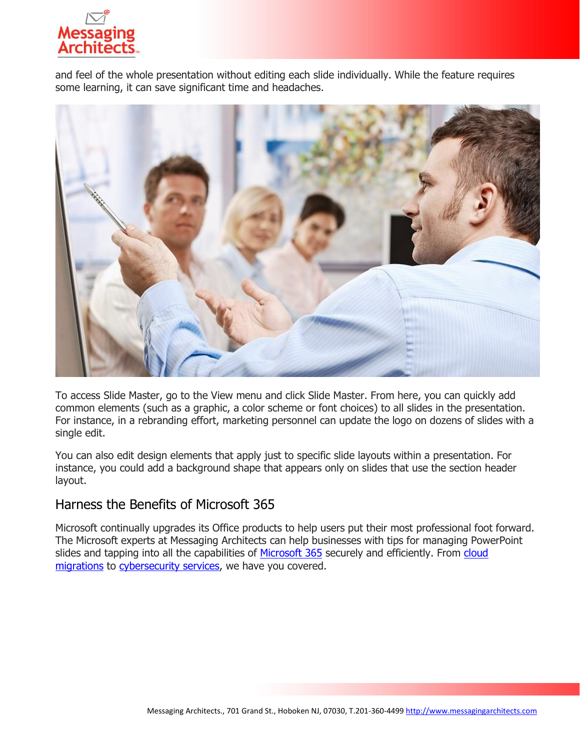and feel of the whole presentation without editing each slide individually. While the feature requires some learning, it can save significant time and headaches.

To access Slide Master, go to the View menu and click Slide Master. From here, you can quickly add common elements (such as a graphic, a color scheme or font choices) to all slides in the presentation. For instance, in a rebranding effort, marketing personnel can update the logo on dozens of slides with a single edit.

You can also edit design elements that apply just to specific slide layouts within a presentation. For instance, you could add a background shape that appears only on slides that use the section header layout.

## Harness the Benefits of Microsoft 365

Microsoft continually upgrades its Office products to help users put their most professional foot forward. The Microsoft experts at Messaging Architects can help businesses with tips for managing PowerPoint slides and tapping into all the capabilities of Microsoft 365 securely and efficiently. From cloud migrations to cybersecurity services, we have you covered.